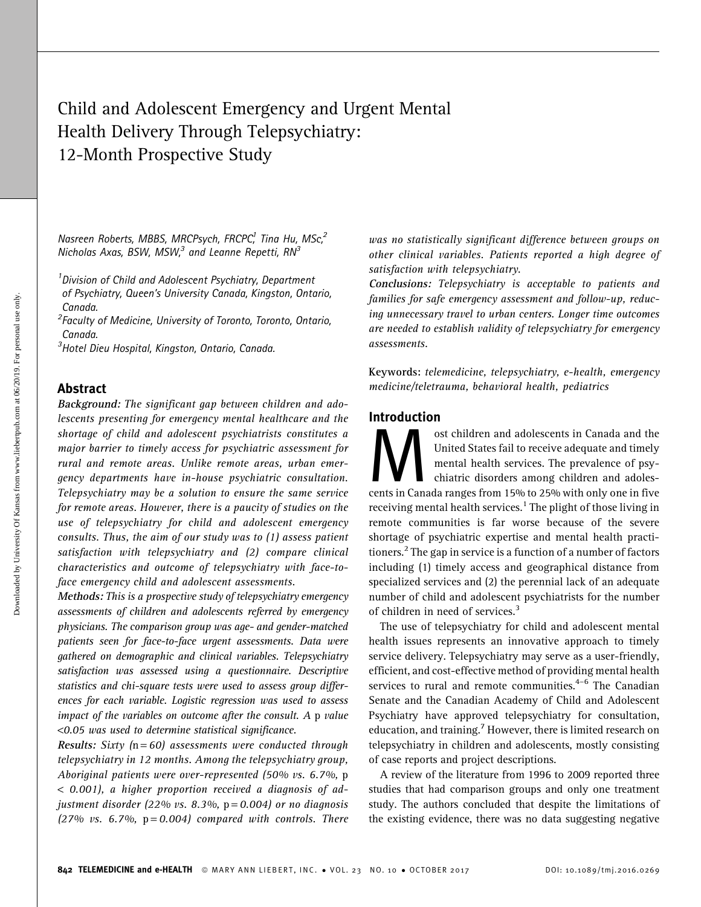# Child and Adolescent Emergency and Urgent Mental Health Delivery Through Telepsychiatry: 12-Month Prospective Study

*Nasreen Roberts, MBBS, MRCPsych, FRCPC,[1] Tina Hu, MSc,[2] Nicholas Axas, BSW, MSW,[3] and Leanne Repetti, RN[3]*

[1]*Division of Child and Adolescent Psychiatry, Department of Psychiatry, Queen's University Canada, Kingston, Ontario, Canada.*

[2]*Faculty of Medicine, University of Toronto, Toronto, Ontario, Canada.*

[3]*Hotel Dieu Hospital, Kingston, Ontario, Canada.*

## Abstract

***Background:*** *The significant gap between children and adolescents presenting for emergency mental healthcare and the shortage of child and adolescent psychiatrists constitutes a major barrier to timely access for psychiatric assessment for rural and remote areas. Unlike remote areas, urban emergency departments have in-house psychiatric consultation. Telepsychiatry may be a solution to ensure the same service for remote areas. However, there is a paucity of studies on the use of telepsychiatry for child and adolescent emergency consults. Thus, the aim of our study was to (1) assess patient satisfaction with telepsychiatry and (2) compare clinical characteristics and outcome of telepsychiatry with face-to-face emergency child and adolescent assessments.*

***Methods:*** *This is a prospective study of telepsychiatry emergency assessments of children and adolescents referred by emergency physicians. The comparison group was age- and gender-matched patients seen for face-to-face urgent assessments. Data were gathered on demographic and clinical variables. Telepsychiatry satisfaction was assessed using a questionnaire. Descriptive statistics and chi-square tests were used to assess group differences for each variable. Logistic regression was used to assess impact of the variables on outcome after the consult. A* p *value <0.05 was used to determine statistical significance.*

***Results:*** *Sixty (n = 60) assessments were conducted through telepsychiatry in 12 months. Among the telepsychiatry group, Aboriginal patients were over-represented (50% vs. 6.7%,* $p < 0.001$*), a higher proportion received a diagnosis of adjustment disorder (22% vs. 8.3%,* $p = 0.004$*) or no diagnosis (27% vs. 6.7%,* $p = 0.004$*) compared with controls. There was no statistically significant difference between groups on other clinical variables. Patients reported a high degree of satisfaction with telepsychiatry.*

***Conclusions:*** *Telepsychiatry is acceptable to patients and families for safe emergency assessment and follow-up, reducing unnecessary travel to urban centers. Longer time outcomes are needed to establish validity of telepsychiatry for emergency assessments.*

**Keywords:** *telemedicine, telepsychiatry, e-health, emergency medicine/teletrauma, behavioral health, pediatrics*

## Introduction

Most children and adolescents in Canada and the United States fail to receive adequate and timely mental health services. The prevalence of psychiatric disorders among children and adolescents in Canada ranges from 15% to 25% with only one in five receiving mental health services.[1] The plight of those living in remote communities is far worse because of the severe shortage of psychiatric expertise and mental health practitioners.[2] The gap in service is a function of a number of factors including (1) timely access and geographical distance from specialized services and (2) the perennial lack of an adequate number of child and adolescent psychiatrists for the number of children in need of services.[3]

The use of telepsychiatry for child and adolescent mental health issues represents an innovative approach to timely service delivery. Telepsychiatry may serve as a user-friendly, efficient, and cost-effective method of providing mental health services to rural and remote communities.[4–6] The Canadian Senate and the Canadian Academy of Child and Adolescent Psychiatry have approved telepsychiatry for consultation, education, and training.[7] However, there is limited research on telepsychiatry in children and adolescents, mostly consisting of case reports and project descriptions.

A review of the literature from 1996 to 2009 reported three studies that had comparison groups and only one treatment study. The authors concluded that despite the limitations of the existing evidence, there was no data suggesting negative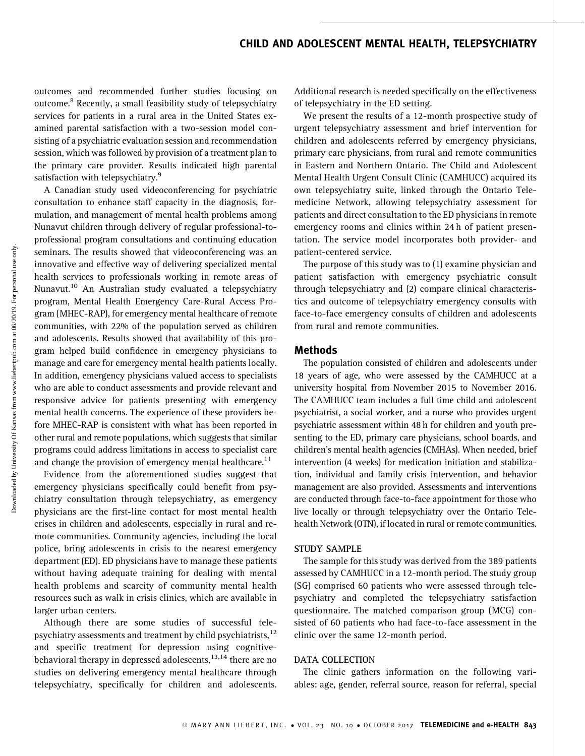outcomes and recommended further studies focusing on outcome.[8] Recently, a small feasibility study of telepsychiatry services for patients in a rural area in the United States examined parental satisfaction with a two-session model consisting of a psychiatric evaluation session and recommendation session, which was followed by provision of a treatment plan to the primary care provider. Results indicated high parental satisfaction with telepsychiatry.[9]

A Canadian study used videoconferencing for psychiatric consultation to enhance staff capacity in the diagnosis, formulation, and management of mental health problems among Nunavut children through delivery of regular professional-to-professional program consultations and continuing education seminars. The results showed that videoconferencing was an innovative and effective way of delivering specialized mental health services to professionals working in remote areas of Nunavut.[10] An Australian study evaluated a telepsychiatry program, Mental Health Emergency Care-Rural Access Program (MHEC-RAP), for emergency mental healthcare of remote communities, with 22% of the population served as children and adolescents. Results showed that availability of this program helped build confidence in emergency physicians to manage and care for emergency mental health patients locally. In addition, emergency physicians valued access to specialists who are able to conduct assessments and provide relevant and responsive advice for patients presenting with emergency mental health concerns. The experience of these providers before MHEC-RAP is consistent with what has been reported in other rural and remote populations, which suggests that similar programs could address limitations in access to specialist care and change the provision of emergency mental healthcare.[11]

Evidence from the aforementioned studies suggest that emergency physicians specifically could benefit from psychiatry consultation through telepsychiatry, as emergency physicians are the first-line contact for most mental health crises in children and adolescents, especially in rural and remote communities. Community agencies, including the local police, bring adolescents in crisis to the nearest emergency department (ED). ED physicians have to manage these patients without having adequate training for dealing with mental health problems and scarcity of community mental health resources such as walk in crisis clinics, which are available in larger urban centers.

Although there are some studies of successful telepsychiatry assessments and treatment by child psychiatrists,[12] and specific treatment for depression using cognitive-behavioral therapy in depressed adolescents,[13,14] there are no studies on delivering emergency mental healthcare through telepsychiatry, specifically for children and adolescents. Additional research is needed specifically on the effectiveness of telepsychiatry in the ED setting.

We present the results of a 12-month prospective study of urgent telepsychiatry assessment and brief intervention for children and adolescents referred by emergency physicians, primary care physicians, from rural and remote communities in Eastern and Northern Ontario. The Child and Adolescent Mental Health Urgent Consult Clinic (CAMHUCC) acquired its own telepsychiatry suite, linked through the Ontario Telemedicine Network, allowing telepsychiatry assessment for patients and direct consultation to the ED physicians in remote emergency rooms and clinics within 24 h of patient presentation. The service model incorporates both provider- and patient-centered service.

The purpose of this study was to (1) examine physician and patient satisfaction with emergency psychiatric consult through telepsychiatry and (2) compare clinical characteristics and outcome of telepsychiatry emergency consults with face-to-face emergency consults of children and adolescents from rural and remote communities.

## Methods

The population consisted of children and adolescents under 18 years of age, who were assessed by the CAMHUCC at a university hospital from November 2015 to November 2016. The CAMHUCC team includes a full time child and adolescent psychiatrist, a social worker, and a nurse who provides urgent psychiatric assessment within 48 h for children and youth presenting to the ED, primary care physicians, school boards, and children's mental health agencies (CMHAs). When needed, brief intervention (4 weeks) for medication initiation and stabilization, individual and family crisis intervention, and behavior management are also provided. Assessments and interventions are conducted through face-to-face appointment for those who live locally or through telepsychiatry over the Ontario Telehealth Network (OTN), if located in rural or remote communities.

### STUDY SAMPLE

The sample for this study was derived from the 389 patients assessed by CAMHUCC in a 12-month period. The study group (SG) comprised 60 patients who were assessed through telepsychiatry and completed the telepsychiatry satisfaction questionnaire. The matched comparison group (MCG) consisted of 60 patients who had face-to-face assessment in the clinic over the same 12-month period.

### DATA COLLECTION

The clinic gathers information on the following variables: age, gender, referral source, reason for referral, special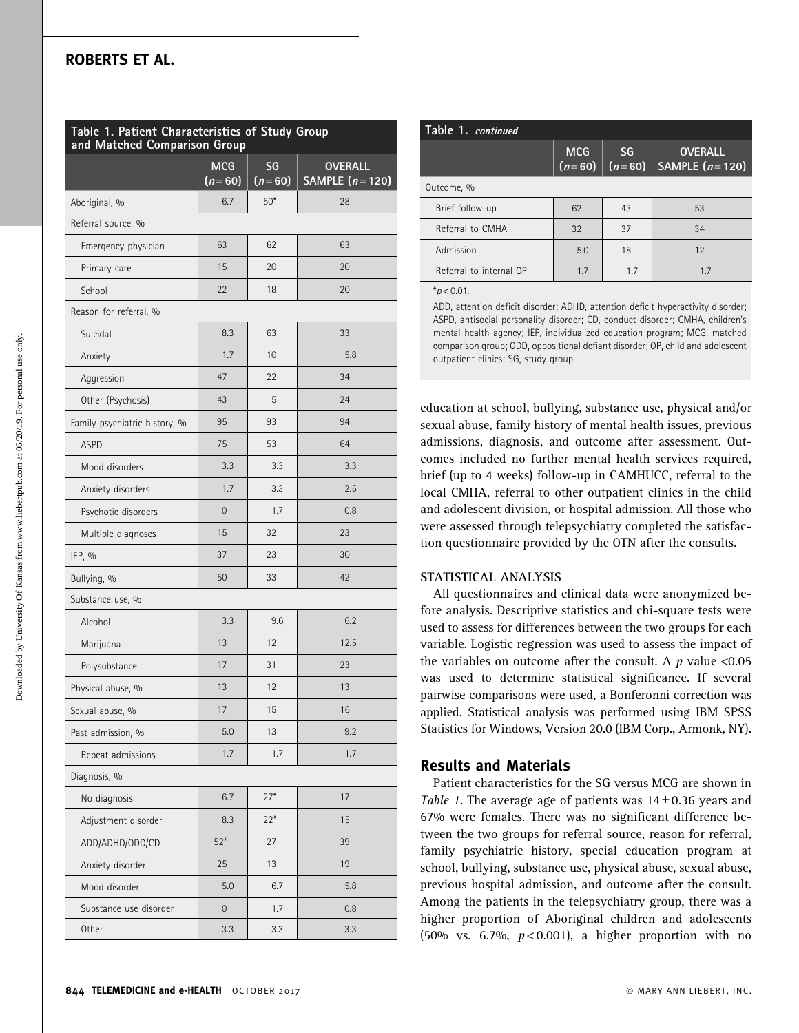**Table 1. Patient Characteristics of Study Group and Matched Comparison Group**

| | MCG ($n=60$) | SG ($n=60$) | OVERALL SAMPLE ($n=120$) |
|---|---|---|---|
| Aboriginal, % | 6.7 | 50* | 28 |
| Referral source, % | | | |
| Emergency physician | 63 | 62 | 63 |
| Primary care | 15 | 20 | 20 |
| School | 22 | 18 | 20 |
| Reason for referral, % | | | |
| Suicidal | 8.3 | 63 | 33 |
| Anxiety | 1.7 | 10 | 5.8 |
| Aggression | 47 | 22 | 34 |
| Other (Psychosis) | 43 | 5 | 24 |
| Family psychiatric history, % | 95 | 93 | 94 |
| ASPD | 75 | 53 | 64 |
| Mood disorders | 3.3 | 3.3 | 3.3 |
| Anxiety disorders | 1.7 | 3.3 | 2.5 |
| Psychotic disorders | 0 | 1.7 | 0.8 |
| Multiple diagnoses | 15 | 32 | 23 |
| IEP, % | 37 | 23 | 30 |
| Bullying, % | 50 | 33 | 42 |
| Substance use, % | | | |
| Alcohol | 3.3 | 9.6 | 6.2 |
| Marijuana | 13 | 12 | 12.5 |
| Polysubstance | 17 | 31 | 23 |
| Physical abuse, % | 13 | 12 | 13 |
| Sexual abuse, % | 17 | 15 | 16 |
| Past admission, % | 5.0 | 13 | 9.2 |
| Repeat admissions | 1.7 | 1.7 | 1.7 |
| Diagnosis, % | | | |
| No diagnosis | 6.7 | 27* | 17 |
| Adjustment disorder | 8.3 | 22* | 15 |
| ADD/ADHD/ODD/CD | 52* | 27 | 39 |
| Anxiety disorder | 25 | 13 | 19 |
| Mood disorder | 5.0 | 6.7 | 5.8 |
| Substance use disorder | 0 | 1.7 | 0.8 |
| Other | 3.3 | 3.3 | 3.3 |
| Outcome, % | | | |
| Brief follow-up | 62 | 43 | 53 |
| Referral to CMHA | 32 | 37 | 34 |
| Admission | 5.0 | 18 | 12 |
| Referral to internal OP | 1.7 | 1.7 | 1.7 |

*$p<0.01$.

ADD, attention deficit disorder; ADHD, attention deficit hyperactivity disorder; ASPD, antisocial personality disorder; CD, conduct disorder; CMHA, children's mental health agency; IEP, individualized education program; MCG, matched comparison group; ODD, oppositional defiant disorder; OP, child and adolescent outpatient clinics; SG, study group.

education at school, bullying, substance use, physical and/or sexual abuse, family history of mental health issues, previous admissions, diagnosis, and outcome after assessment. Outcomes included no further mental health services required, brief (up to 4 weeks) follow-up in CAMHUCC, referral to the local CMHA, referral to other outpatient clinics in the child and adolescent division, or hospital admission. All those who were assessed through telepsychiatry completed the satisfaction questionnaire provided by the OTN after the consults.

### STATISTICAL ANALYSIS

All questionnaires and clinical data were anonymized before analysis. Descriptive statistics and chi-square tests were used to assess for differences between the two groups for each variable. Logistic regression was used to assess the impact of the variables on outcome after the consult. A $p$ value $<0.05$ was used to determine statistical significance. If several pairwise comparisons were used, a Bonferonni correction was applied. Statistical analysis was performed using IBM SPSS Statistics for Windows, Version 20.0 (IBM Corp., Armonk, NY).

## Results and Materials

Patient characteristics for the SG versus MCG are shown in *Table 1*. The average age of patients was $14 \pm 0.36$ years and 67% were females. There was no significant difference between the two groups for referral source, reason for referral, family psychiatric history, special education program at school, bullying, substance use, physical abuse, sexual abuse, previous hospital admission, and outcome after the consult. Among the patients in the telepsychiatry group, there was a higher proportion of Aboriginal children and adolescents (50% vs. 6.7%, $p<0.001$), a higher proportion with no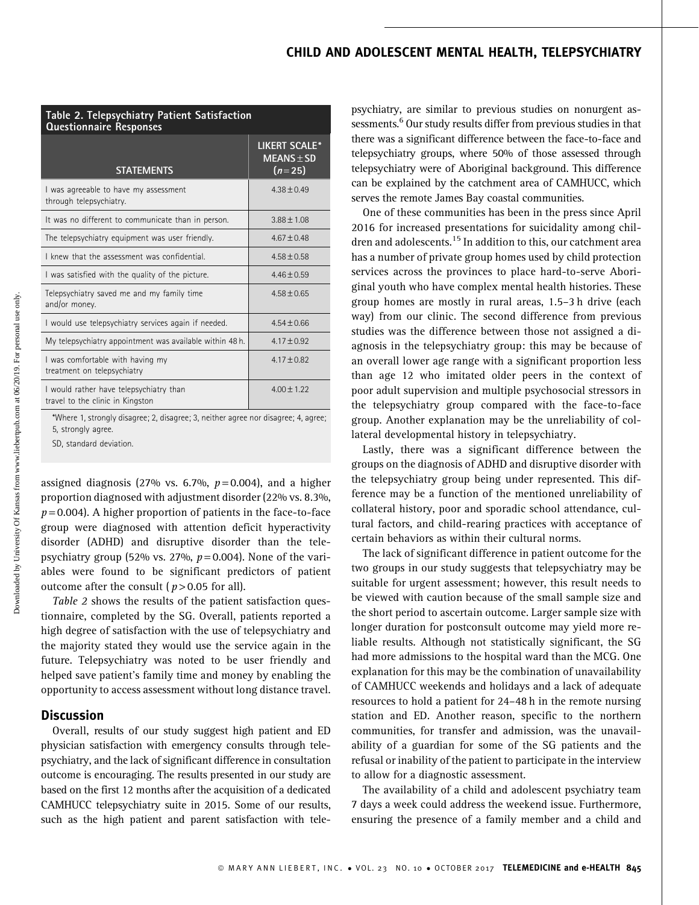**Table 2. Telepsychiatry Patient Satisfaction Questionnaire Responses**

| STATEMENTS | LIKERT SCALE* MEANS ± SD ($n$=25) |
|---|---|
| I was agreeable to have my assessment through telepsychiatry. | 4.38 ± 0.49 |
| It was no different to communicate than in person. | 3.88 ± 1.08 |
| The telepsychiatry equipment was user friendly. | 4.67 ± 0.48 |
| I knew that the assessment was confidential. | 4.58 ± 0.58 |
| I was satisfied with the quality of the picture. | 4.46 ± 0.59 |
| Telepsychiatry saved me and my family time and/or money. | 4.58 ± 0.65 |
| I would use telepsychiatry services again if needed. | 4.54 ± 0.66 |
| My telepsychiatry appointment was available within 48 h. | 4.17 ± 0.92 |
| I was comfortable with having my treatment on telepsychiatry | 4.17 ± 0.82 |
| I would rather have telepsychiatry than travel to the clinic in Kingston | 4.00 ± 1.22 |

*Where 1, strongly disagree; 2, disagree; 3, neither agree nor disagree; 4, agree; 5, strongly agree.

SD, standard deviation.

assigned diagnosis (27% vs. 6.7%, $p = 0.004$), and a higher proportion diagnosed with adjustment disorder (22% vs. 8.3%, $p = 0.004$). A higher proportion of patients in the face-to-face group were diagnosed with attention deficit hyperactivity disorder (ADHD) and disruptive disorder than the telepsychiatry group (52% vs. 27%, $p = 0.004$). None of the variables were found to be significant predictors of patient outcome after the consult ($p > 0.05$ for all).

*Table 2* shows the results of the patient satisfaction questionnaire, completed by the SG. Overall, patients reported a high degree of satisfaction with the use of telepsychiatry and the majority stated they would use the service again in the future. Telepsychiatry was noted to be user friendly and helped save patient's family time and money by enabling the opportunity to access assessment without long distance travel.

## Discussion

Overall, results of our study suggest high patient and ED physician satisfaction with emergency consults through telepsychiatry, and the lack of significant difference in consultation outcome is encouraging. The results presented in our study are based on the first 12 months after the acquisition of a dedicated CAMHUCC telepsychiatry suite in 2015. Some of our results, such as the high patient and parent satisfaction with telepsychiatry, are similar to previous studies on nonurgent assessments.[6] Our study results differ from previous studies in that there was a significant difference between the face-to-face and telepsychiatry groups, where 50% of those assessed through telepsychiatry were of Aboriginal background. This difference can be explained by the catchment area of CAMHUCC, which serves the remote James Bay coastal communities.

One of these communities has been in the press since April 2016 for increased presentations for suicidality among children and adolescents.[15] In addition to this, our catchment area has a number of private group homes used by child protection services across the provinces to place hard-to-serve Aboriginal youth who have complex mental health histories. These group homes are mostly in rural areas, 1.5–3 h drive (each way) from our clinic. The second difference from previous studies was the difference between those not assigned a diagnosis in the telepsychiatry group: this may be because of an overall lower age range with a significant proportion less than age 12 who imitated older peers in the context of poor adult supervision and multiple psychosocial stressors in the telepsychiatry group compared with the face-to-face group. Another explanation may be the unreliability of collateral developmental history in telepsychiatry.

Lastly, there was a significant difference between the groups on the diagnosis of ADHD and disruptive disorder with the telepsychiatry group being under represented. This difference may be a function of the mentioned unreliability of collateral history, poor and sporadic school attendance, cultural factors, and child-rearing practices with acceptance of certain behaviors as within their cultural norms.

The lack of significant difference in patient outcome for the two groups in our study suggests that telepsychiatry may be suitable for urgent assessment; however, this result needs to be viewed with caution because of the small sample size and the short period to ascertain outcome. Larger sample size with longer duration for postconsult outcome may yield more reliable results. Although not statistically significant, the SG had more admissions to the hospital ward than the MCG. One explanation for this may be the combination of unavailability of CAMHUCC weekends and holidays and a lack of adequate resources to hold a patient for 24–48 h in the remote nursing station and ED. Another reason, specific to the northern communities, for transfer and admission, was the unavailability of a guardian for some of the SG patients and the refusal or inability of the patient to participate in the interview to allow for a diagnostic assessment.

The availability of a child and adolescent psychiatry team 7 days a week could address the weekend issue. Furthermore, ensuring the presence of a family member and a child and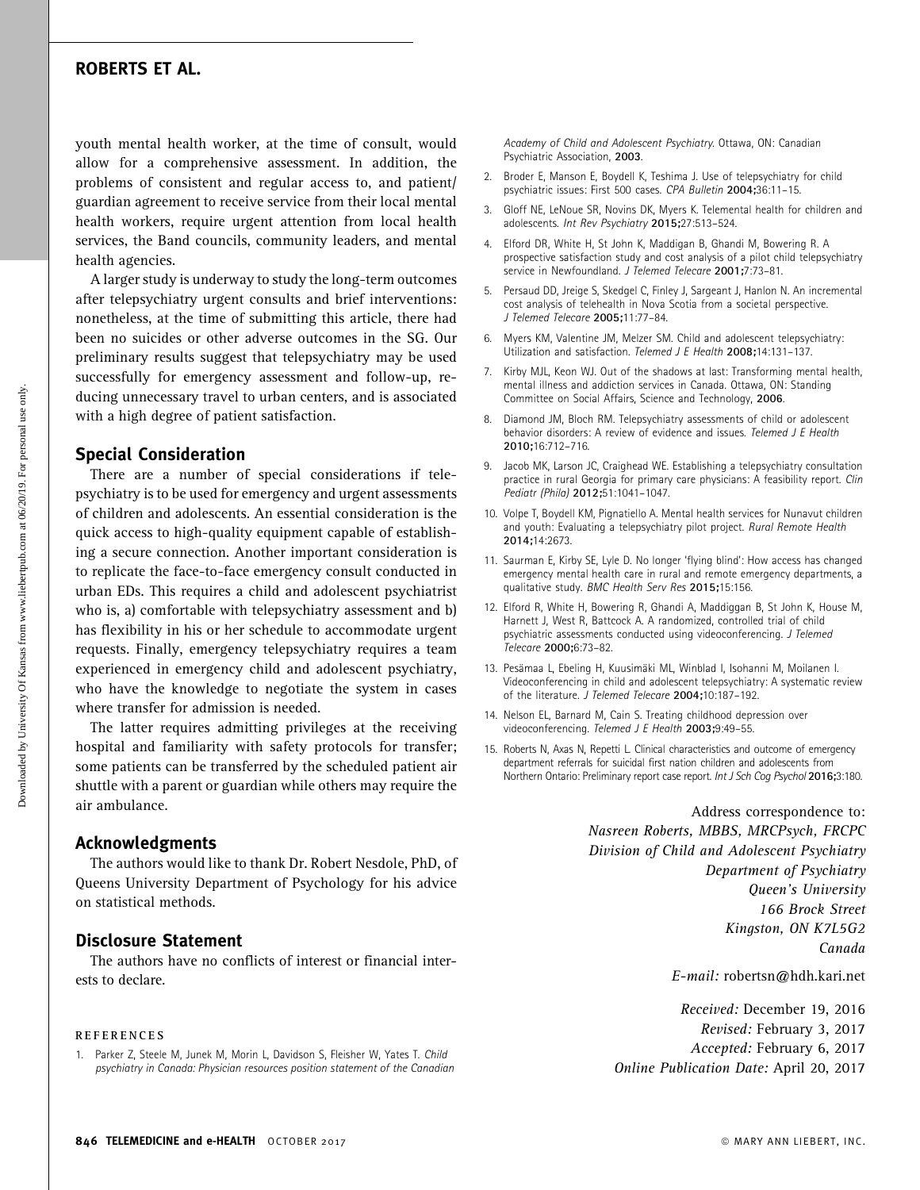youth mental health worker, at the time of consult, would allow for a comprehensive assessment. In addition, the problems of consistent and regular access to, and patient/guardian agreement to receive service from their local mental health workers, require urgent attention from local health services, the Band councils, community leaders, and mental health agencies.

A larger study is underway to study the long-term outcomes after telepsychiatry urgent consults and brief interventions: nonetheless, at the time of submitting this article, there had been no suicides or other adverse outcomes in the SG. Our preliminary results suggest that telepsychiatry may be used successfully for emergency assessment and follow-up, reducing unnecessary travel to urban centers, and is associated with a high degree of patient satisfaction.

## Special Consideration

There are a number of special considerations if telepsychiatry is to be used for emergency and urgent assessments of children and adolescents. An essential consideration is the quick access to high-quality equipment capable of establishing a secure connection. Another important consideration is to replicate the face-to-face emergency consult conducted in urban EDs. This requires a child and adolescent psychiatrist who is, a) comfortable with telepsychiatry assessment and b) has flexibility in his or her schedule to accommodate urgent requests. Finally, emergency telepsychiatry requires a team experienced in emergency child and adolescent psychiatry, who have the knowledge to negotiate the system in cases where transfer for admission is needed.

The latter requires admitting privileges at the receiving hospital and familiarity with safety protocols for transfer; some patients can be transferred by the scheduled patient air shuttle with a parent or guardian while others may require the air ambulance.

## Acknowledgments

The authors would like to thank Dr. Robert Nesdole, PhD, of Queens University Department of Psychology for his advice on statistical methods.

## Disclosure Statement

The authors have no conflicts of interest or financial interests to declare.

## REFERENCES

1. Parker Z, Steele M, Junek M, Morin L, Davidson S, Fleisher W, Yates T. *Child psychiatry in Canada: Physician resources position statement of the Canadian Academy of Child and Adolescent Psychiatry.* Ottawa, ON: Canadian Psychiatric Association, **2003**.
2. Broder E, Manson E, Boydell K, Teshima J. Use of telepsychiatry for child psychiatric issues: First 500 cases. *CPA Bulletin* **2004;**36:11–15.
3. Gloff NE, LeNoue SR, Novins DK, Myers K. Telemental health for children and adolescents. *Int Rev Psychiatry* **2015;**27:513–524.
4. Elford DR, White H, St John K, Maddigan B, Ghandi M, Bowering R. A prospective satisfaction study and cost analysis of a pilot child telepsychiatry service in Newfoundland. *J Telemed Telecare* **2001;**7:73–81.
5. Persaud DD, Jreige S, Skedgel C, Finley J, Sargeant J, Hanlon N. An incremental cost analysis of telehealth in Nova Scotia from a societal perspective. *J Telemed Telecare* **2005;**11:77–84.
6. Myers KM, Valentine JM, Melzer SM. Child and adolescent telepsychiatry: Utilization and satisfaction. *Telemed J E Health* **2008;**14:131–137.
7. Kirby MJL, Keon WJ. Out of the shadows at last: Transforming mental health, mental illness and addiction services in Canada. Ottawa, ON: Standing Committee on Social Affairs, Science and Technology, **2006**.
8. Diamond JM, Bloch RM. Telepsychiatry assessments of child or adolescent behavior disorders: A review of evidence and issues. *Telemed J E Health* **2010;**16:712–716.
9. Jacob MK, Larson JC, Craighead WE. Establishing a telepsychiatry consultation practice in rural Georgia for primary care physicians: A feasibility report. *Clin Pediatr (Phila)* **2012;**51:1041–1047.
10. Volpe T, Boydell KM, Pignatiello A. Mental health services for Nunavut children and youth: Evaluating a telepsychiatry pilot project. *Rural Remote Health* **2014;**14:2673.
11. Saurman E, Kirby SE, Lyle D. No longer 'flying blind': How access has changed emergency mental health care in rural and remote emergency departments, a qualitative study. *BMC Health Serv Res* **2015;**15:156.
12. Elford R, White H, Bowering R, Ghandi A, Maddiggan B, St John K, House M, Harnett J, West R, Battcock A. A randomized, controlled trial of child psychiatric assessments conducted using videoconferencing. *J Telemed Telecare* **2000;**6:73–82.
13. Pesämaa L, Ebeling H, Kuusimäki ML, Winblad I, Isohanni M, Moilanen I. Videoconferencing in child and adolescent telepsychiatry: A systematic review of the literature. *J Telemed Telecare* **2004;**10:187–192.
14. Nelson EL, Barnard M, Cain S. Treating childhood depression over videoconferencing. *Telemed J E Health* **2003;**9:49–55.
15. Roberts N, Axas N, Repetti L. Clinical characteristics and outcome of emergency department referrals for suicidal first nation children and adolescents from Northern Ontario: Preliminary report case report. *Int J Sch Cog Psychol* **2016;**3:180.

Address correspondence to:
*Nasreen Roberts, MBBS, MRCPsych, FRCPC*
*Division of Child and Adolescent Psychiatry*
*Department of Psychiatry*
*Queen's University*
*166 Brock Street*
*Kingston, ON K7L5G2*
*Canada*

*E-mail:* robertsn@hdh.kari.net

*Received:* December 19, 2016
*Revised:* February 3, 2017
*Accepted:* February 6, 2017
*Online Publication Date:* April 20, 2017